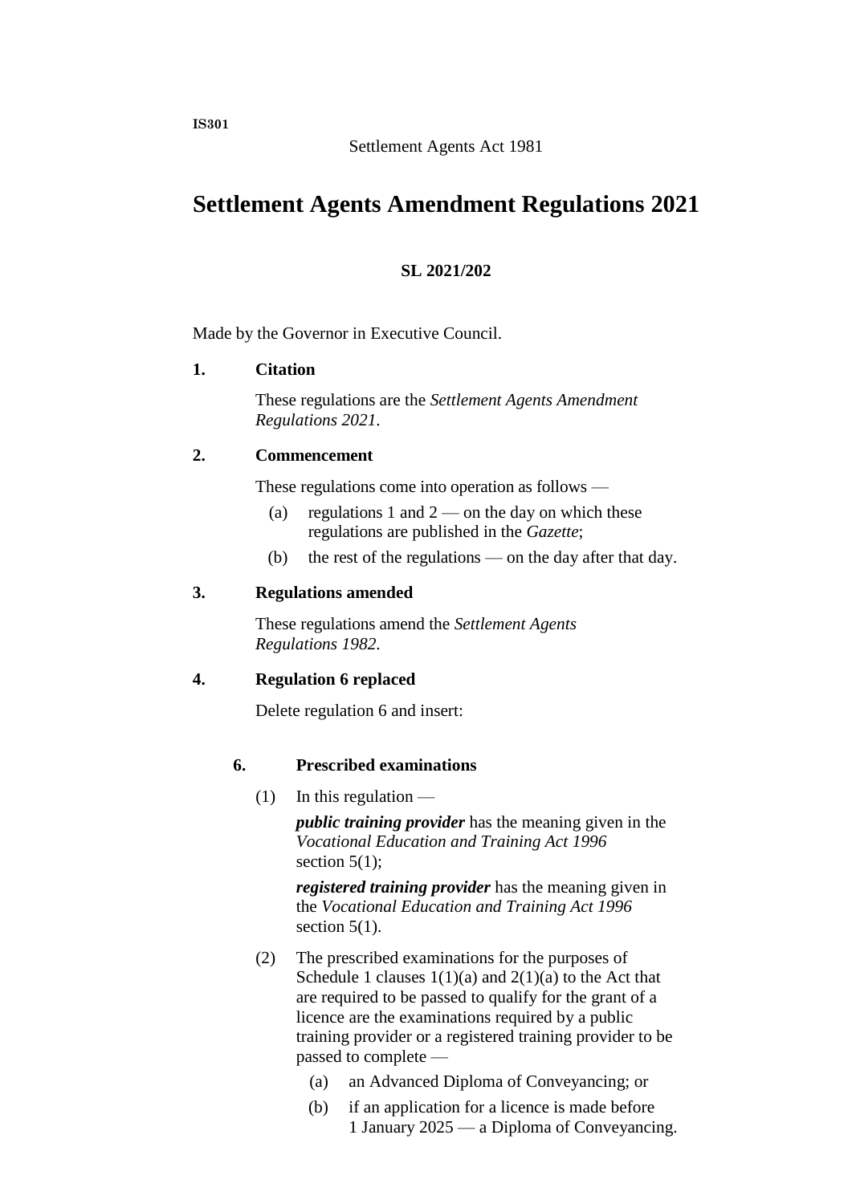IS301

Settlement Agents Act 1981

# Settlement Agents Amendment Regulations 2021

**SL 2021/202**

Made by the Governor in Executive Council.

**1. Citation**

These regulations are the *Settlement Agents Amendment Regulations 2021*.

**2. Commencement**

These regulations come into operation as follows —

(a) regulations 1 and 2 — on the day on which these regulations are published in the *Gazette*;

(b) the rest of the regulations — on the day after that day.

**3. Regulations amended**

These regulations amend the *Settlement Agents Regulations 1982*.

**4. Regulation 6 replaced**

Delete regulation 6 and insert:

**6. Prescribed examinations**

(1) In this regulation —

***public training provider*** has the meaning given in the *Vocational Education and Training Act 1996* section 5(1);

***registered training provider*** has the meaning given in the *Vocational Education and Training Act 1996* section 5(1).

(2) The prescribed examinations for the purposes of Schedule 1 clauses 1(1)(a) and 2(1)(a) to the Act that are required to be passed to qualify for the grant of a licence are the examinations required by a public training provider or a registered training provider to be passed to complete —

(a) an Advanced Diploma of Conveyancing; or

(b) if an application for a licence is made before 1 January 2025 — a Diploma of Conveyancing.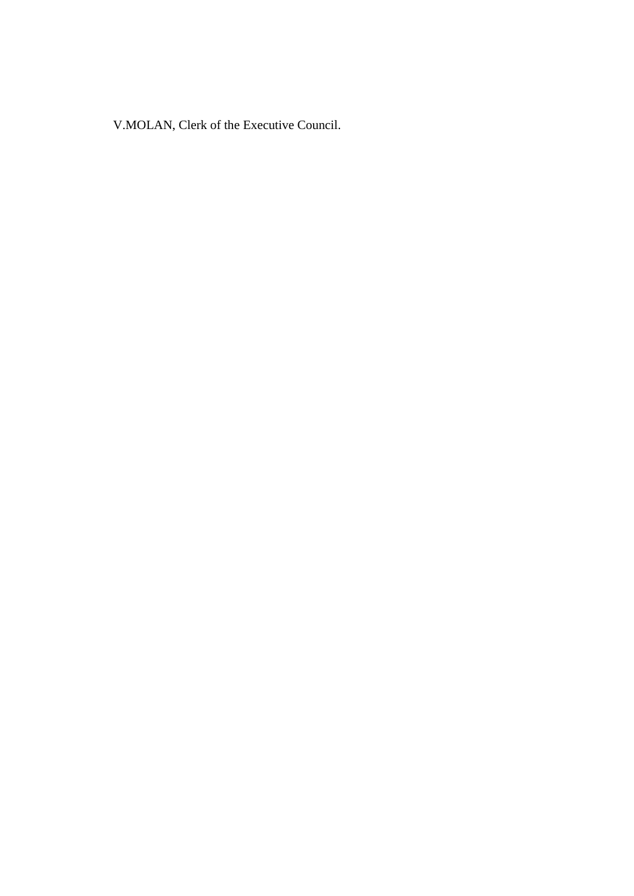V.MOLAN, Clerk of the Executive Council.